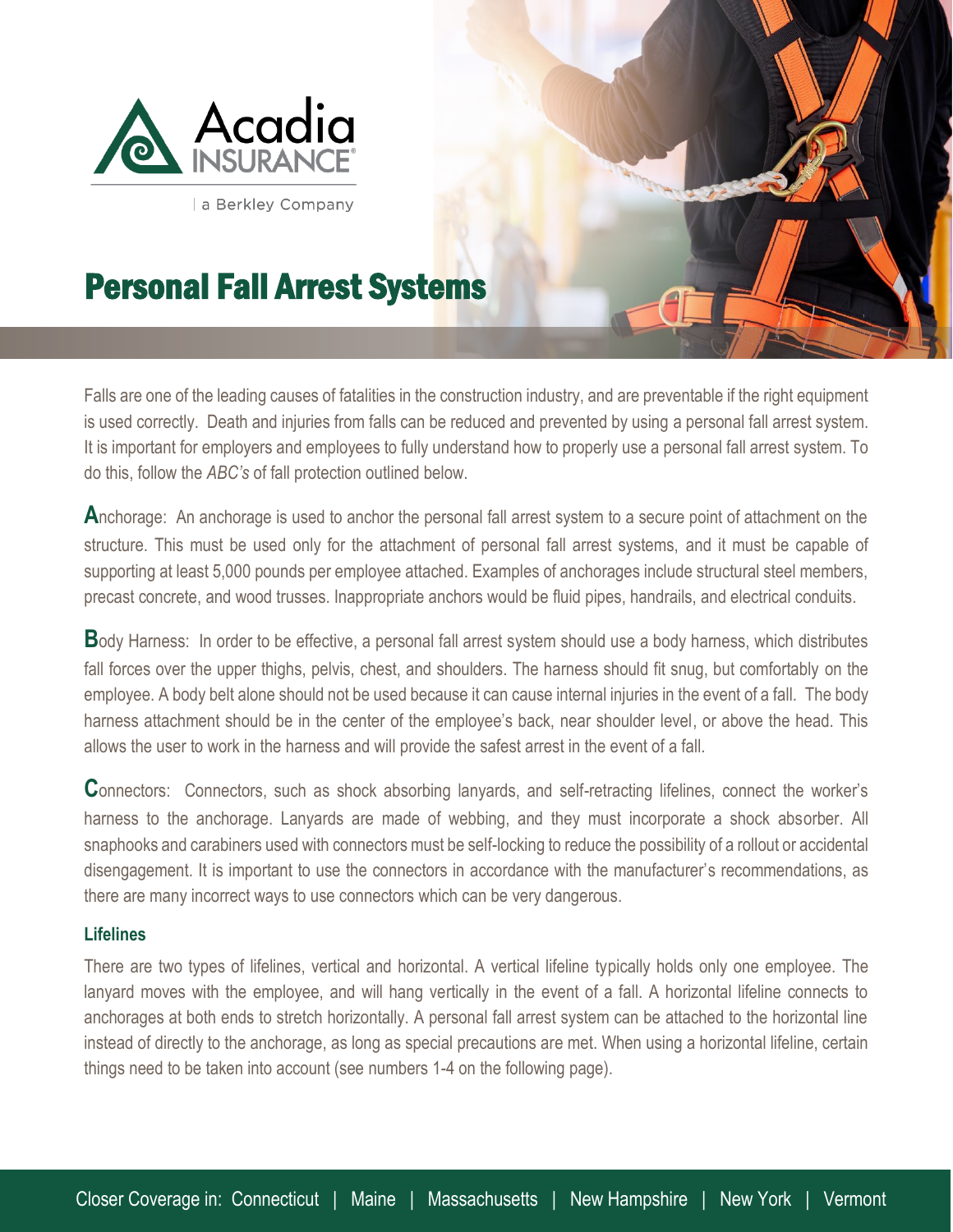# Personal Fall Arrest Systems

Falls are one of the leading causes of fatalities in the construction industry, and are preventable if the right equipment is used correctly. Death and injuries from falls can be reduced and prevented by using a personal fall arrest system. It is important for employers and employees to fully understand how to properly use a personal fall arrest system. To do this, follow the *ABC's* of fall protection outlined below.

**A**nchorage: An anchorage is used to anchor the personal fall arrest system to a secure point of attachment on the structure. This must be used only for the attachment of personal fall arrest systems, and it must be capable of supporting at least 5,000 pounds per employee attached. Examples of anchorages include structural steel members, precast concrete, and wood trusses. Inappropriate anchors would be fluid pipes, handrails, and electrical conduits.

**B**ody Harness: In order to be effective, a personal fall arrest system should use a body harness, which distributes fall forces over the upper thighs, pelvis, chest, and shoulders. The harness should fit snug, but comfortably on the employee. A body belt alone should not be used because it can cause internal injuries in the event of a fall. The body harness attachment should be in the center of the employee's back, near shoulder level, or above the head. This allows the user to work in the harness and will provide the safest arrest in the event of a fall.

**C**onnectors: Connectors, such as shock absorbing lanyards, and self-retracting lifelines, connect the worker's harness to the anchorage. Lanyards are made of webbing, and they must incorporate a shock absorber. All snaphooks and carabiners used with connectors must be self-locking to reduce the possibility of a rollout or accidental disengagement. It is important to use the connectors in accordance with the manufacturer's recommendations, as there are many incorrect ways to use connectors which can be very dangerous.

### Lifelines

There are two types of lifelines, vertical and horizontal. A vertical lifeline typically holds only one employee. The lanyard moves with the employee, and will hang vertically in the event of a fall. A horizontal lifeline connects to anchorages at both ends to stretch horizontally. A personal fall arrest system can be attached to the horizontal line instead of directly to the anchorage, as long as special precautions are met. When using a horizontal lifeline, certain things need to be taken into account (see numbers 1-4 on the following page).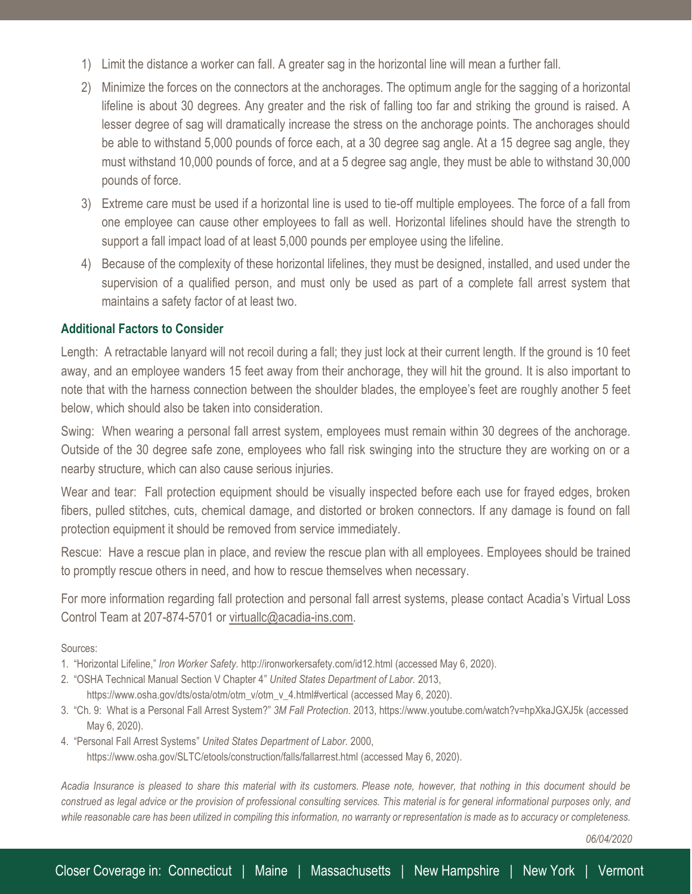1) Limit the distance a worker can fall. A greater sag in the horizontal line will mean a further fall.
2) Minimize the forces on the connectors at the anchorages. The optimum angle for the sagging of a horizontal lifeline is about 30 degrees. Any greater and the risk of falling too far and striking the ground is raised. A lesser degree of sag will dramatically increase the stress on the anchorage points. The anchorages should be able to withstand 5,000 pounds of force each, at a 30 degree sag angle. At a 15 degree sag angle, they must withstand 10,000 pounds of force, and at a 5 degree sag angle, they must be able to withstand 30,000 pounds of force.
3) Extreme care must be used if a horizontal line is used to tie-off multiple employees. The force of a fall from one employee can cause other employees to fall as well. Horizontal lifelines should have the strength to support a fall impact load of at least 5,000 pounds per employee using the lifeline.
4) Because of the complexity of these horizontal lifelines, they must be designed, installed, and used under the supervision of a qualified person, and must only be used as part of a complete fall arrest system that maintains a safety factor of at least two.

### Additional Factors to Consider

Length: A retractable lanyard will not recoil during a fall; they just lock at their current length. If the ground is 10 feet away, and an employee wanders 15 feet away from their anchorage, they will hit the ground. It is also important to note that with the harness connection between the shoulder blades, the employee's feet are roughly another 5 feet below, which should also be taken into consideration.

Swing: When wearing a personal fall arrest system, employees must remain within 30 degrees of the anchorage. Outside of the 30 degree safe zone, employees who fall risk swinging into the structure they are working on or a nearby structure, which can also cause serious injuries.

Wear and tear: Fall protection equipment should be visually inspected before each use for frayed edges, broken fibers, pulled stitches, cuts, chemical damage, and distorted or broken connectors. If any damage is found on fall protection equipment it should be removed from service immediately.

Rescue: Have a rescue plan in place, and review the rescue plan with all employees. Employees should be trained to promptly rescue others in need, and how to rescue themselves when necessary.

For more information regarding fall protection and personal fall arrest systems, please contact Acadia's Virtual Loss Control Team at 207-874-5701 or virtuallc@acadia-ins.com.

Sources:

1. "Horizontal Lifeline," *Iron Worker Safety.* http://ironworkersafety.com/id12.html (accessed May 6, 2020).
2. "OSHA Technical Manual Section V Chapter 4" *United States Department of Labor.* 2013, https://www.osha.gov/dts/osta/otm/otm_v/otm_v_4.html#vertical (accessed May 6, 2020).
3. "Ch. 9: What is a Personal Fall Arrest System?" *3M Fall Protection.* 2013, https://www.youtube.com/watch?v=hpXkaJGXJ5k (accessed May 6, 2020).
4. "Personal Fall Arrest Systems" *United States Department of Labor.* 2000, https://www.osha.gov/SLTC/etools/construction/falls/fallarrest.html (accessed May 6, 2020).

*Acadia Insurance is pleased to share this material with its customers. Please note, however, that nothing in this document should be construed as legal advice or the provision of professional consulting services. This material is for general informational purposes only, and while reasonable care has been utilized in compiling this information, no warranty or representation is made as to accuracy or completeness.*

*06/04/2020*

Closer Coverage in: Connecticut | Maine | Massachusetts | New Hampshire | New York | Vermont